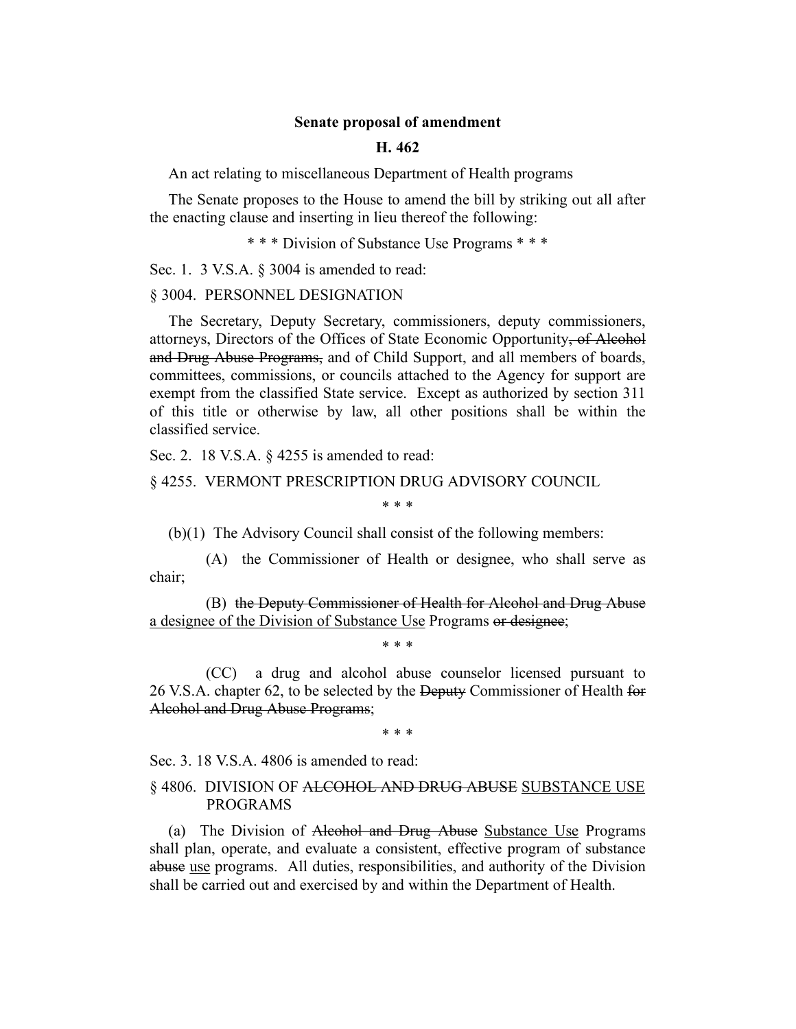**Senate proposal of amendment**

**H. 462**

An act relating to miscellaneous Department of Health programs

The Senate proposes to the House to amend the bill by striking out all after the enacting clause and inserting in lieu thereof the following:

\* \* \* Division of Substance Use Programs \* \* \*

Sec. 1. 3 V.S.A. § 3004 is amended to read:

§ 3004. PERSONNEL DESIGNATION

The Secretary, Deputy Secretary, commissioners, deputy commissioners, attorneys, Directors of the Offices of State Economic Opportunity~~, of Alcohol and Drug Abuse Programs,~~ and of Child Support, and all members of boards, committees, commissions, or councils attached to the Agency for support are exempt from the classified State service. Except as authorized by section 311 of this title or otherwise by law, all other positions shall be within the classified service.

Sec. 2. 18 V.S.A. § 4255 is amended to read:

§ 4255. VERMONT PRESCRIPTION DRUG ADVISORY COUNCIL

\* \* \*

(b)(1) The Advisory Council shall consist of the following members:

(A) the Commissioner of Health or designee, who shall serve as chair;

(B) ~~the Deputy Commissioner of Health for Alcohol and Drug Abuse~~ <u>a designee of the Division of Substance Use</u> Programs ~~or designee~~;

\* \* \*

(CC) a drug and alcohol abuse counselor licensed pursuant to 26 V.S.A. chapter 62, to be selected by the ~~Deputy~~ Commissioner of Health ~~for Alcohol and Drug Abuse Programs~~;

\* \* \*

Sec. 3. 18 V.S.A. 4806 is amended to read:

§ 4806. DIVISION OF ~~ALCOHOL AND DRUG ABUSE~~ <u>SUBSTANCE USE</u> PROGRAMS

(a) The Division of ~~Alcohol and Drug Abuse~~ <u>Substance Use</u> Programs shall plan, operate, and evaluate a consistent, effective program of substance ~~abuse~~ <u>use</u> programs. All duties, responsibilities, and authority of the Division shall be carried out and exercised by and within the Department of Health.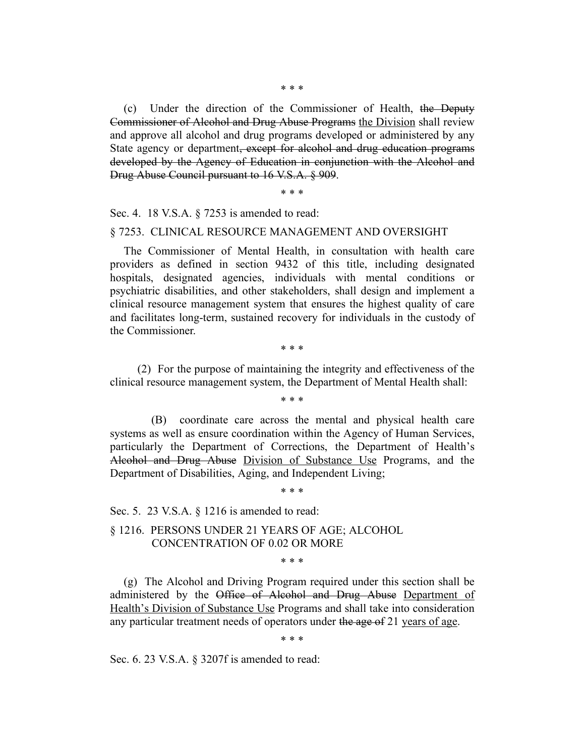\* \* \*

(c) Under the direction of the Commissioner of Health, ~~the Deputy Commissioner of Alcohol and Drug Abuse Programs~~ <u>the Division</u> shall review and approve all alcohol and drug programs developed or administered by any State agency or department~~, except for alcohol and drug education programs developed by the Agency of Education in conjunction with the Alcohol and Drug Abuse Council pursuant to 16 V.S.A. § 909~~.

\* \* \*

Sec. 4. 18 V.S.A. § 7253 is amended to read:

§ 7253. CLINICAL RESOURCE MANAGEMENT AND OVERSIGHT

The Commissioner of Mental Health, in consultation with health care providers as defined in section 9432 of this title, including designated hospitals, designated agencies, individuals with mental conditions or psychiatric disabilities, and other stakeholders, shall design and implement a clinical resource management system that ensures the highest quality of care and facilitates long-term, sustained recovery for individuals in the custody of the Commissioner.

\* \* \*

(2) For the purpose of maintaining the integrity and effectiveness of the clinical resource management system, the Department of Mental Health shall:

\* \* \*

(B) coordinate care across the mental and physical health care systems as well as ensure coordination within the Agency of Human Services, particularly the Department of Corrections, the Department of Health's ~~Alcohol and Drug Abuse~~ <u>Division of Substance Use</u> Programs, and the Department of Disabilities, Aging, and Independent Living;

\* \* \*

Sec. 5. 23 V.S.A. § 1216 is amended to read:

§ 1216. PERSONS UNDER 21 YEARS OF AGE; ALCOHOL CONCENTRATION OF 0.02 OR MORE

\* \* \*

(g) The Alcohol and Driving Program required under this section shall be administered by the ~~Office of Alcohol and Drug Abuse~~ <u>Department of Health's Division of Substance Use</u> Programs and shall take into consideration any particular treatment needs of operators under ~~the age of~~ 21 <u>years of age</u>.

\* \* \*

Sec. 6. 23 V.S.A. § 3207f is amended to read: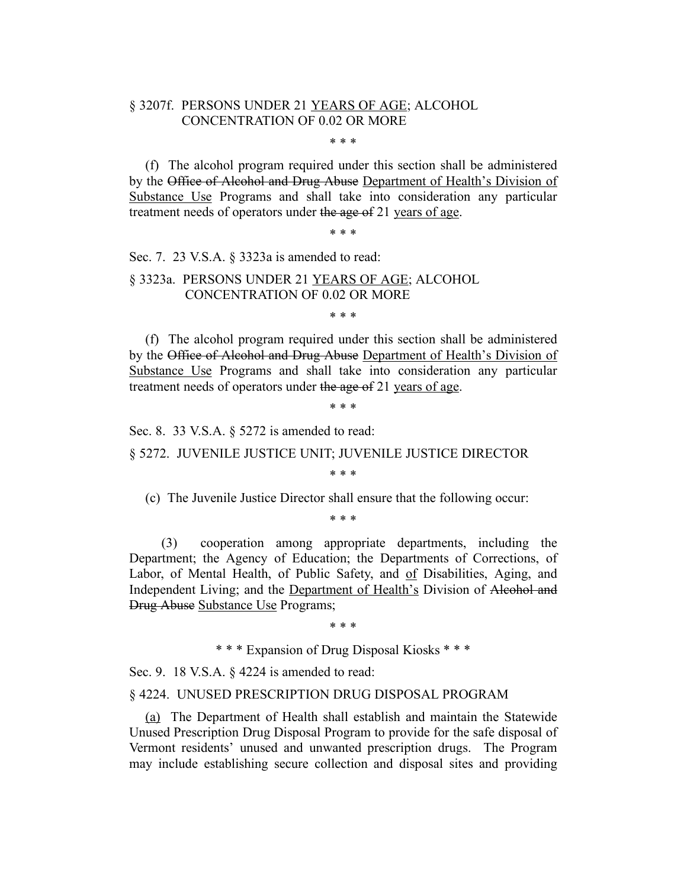§ 3207f. PERSONS UNDER 21 <u>YEARS OF AGE</u>; ALCOHOL CONCENTRATION OF 0.02 OR MORE

\* \* \*

(f) The alcohol program required under this section shall be administered by the ~~Office of Alcohol and Drug Abuse~~ <u>Department of Health's Division of Substance Use</u> Programs and shall take into consideration any particular treatment needs of operators under ~~the age of~~ 21 <u>years of age</u>.

\* \* \*

Sec. 7. 23 V.S.A. § 3323a is amended to read:

§ 3323a. PERSONS UNDER 21 <u>YEARS OF AGE</u>; ALCOHOL CONCENTRATION OF 0.02 OR MORE

\* \* \*

(f) The alcohol program required under this section shall be administered by the ~~Office of Alcohol and Drug Abuse~~ <u>Department of Health's Division of Substance Use</u> Programs and shall take into consideration any particular treatment needs of operators under ~~the age of~~ 21 <u>years of age</u>.

\* \* \*

Sec. 8. 33 V.S.A. § 5272 is amended to read:

§ 5272. JUVENILE JUSTICE UNIT; JUVENILE JUSTICE DIRECTOR

\* \* \*

(c) The Juvenile Justice Director shall ensure that the following occur:

\* \* \*

(3) cooperation among appropriate departments, including the Department; the Agency of Education; the Departments of Corrections, of Labor, of Mental Health, of Public Safety, and <u>of</u> Disabilities, Aging, and Independent Living; and the <u>Department of Health's</u> Division of ~~Alcohol and Drug Abuse~~ <u>Substance Use</u> Programs;

\* \* \*

\* \* \* Expansion of Drug Disposal Kiosks \* \* \*

Sec. 9. 18 V.S.A. § 4224 is amended to read:

§ 4224. UNUSED PRESCRIPTION DRUG DISPOSAL PROGRAM

<u>(a)</u> The Department of Health shall establish and maintain the Statewide Unused Prescription Drug Disposal Program to provide for the safe disposal of Vermont residents' unused and unwanted prescription drugs. The Program may include establishing secure collection and disposal sites and providing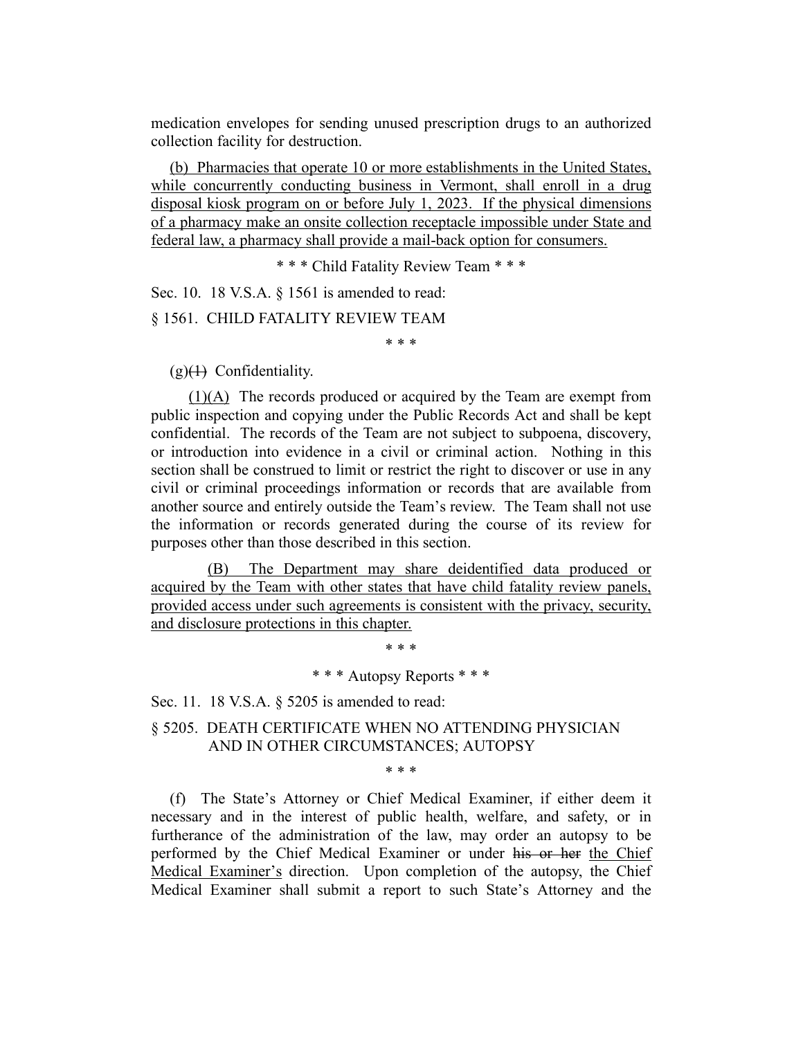medication envelopes for sending unused prescription drugs to an authorized collection facility for destruction.

(b) Pharmacies that operate 10 or more establishments in the United States, while concurrently conducting business in Vermont, shall enroll in a drug disposal kiosk program on or before July 1, 2023. If the physical dimensions of a pharmacy make an onsite collection receptacle impossible under State and federal law, a pharmacy shall provide a mail-back option for consumers.

\* \* \* Child Fatality Review Team \* \* \*

Sec. 10. 18 V.S.A. § 1561 is amended to read:

§ 1561. CHILD FATALITY REVIEW TEAM

\* \* \*

(g)~~(1)~~ Confidentiality.

(1)(A) The records produced or acquired by the Team are exempt from public inspection and copying under the Public Records Act and shall be kept confidential. The records of the Team are not subject to subpoena, discovery, or introduction into evidence in a civil or criminal action. Nothing in this section shall be construed to limit or restrict the right to discover or use in any civil or criminal proceedings information or records that are available from another source and entirely outside the Team's review. The Team shall not use the information or records generated during the course of its review for purposes other than those described in this section.

(B) The Department may share deidentified data produced or acquired by the Team with other states that have child fatality review panels, provided access under such agreements is consistent with the privacy, security, and disclosure protections in this chapter.

\* \* \*

\* \* \* Autopsy Reports \* \* \*

Sec. 11. 18 V.S.A. § 5205 is amended to read:

§ 5205. DEATH CERTIFICATE WHEN NO ATTENDING PHYSICIAN AND IN OTHER CIRCUMSTANCES; AUTOPSY

\* \* \*

(f) The State's Attorney or Chief Medical Examiner, if either deem it necessary and in the interest of public health, welfare, and safety, or in furtherance of the administration of the law, may order an autopsy to be performed by the Chief Medical Examiner or under ~~his or her~~ the Chief Medical Examiner's direction. Upon completion of the autopsy, the Chief Medical Examiner shall submit a report to such State's Attorney and the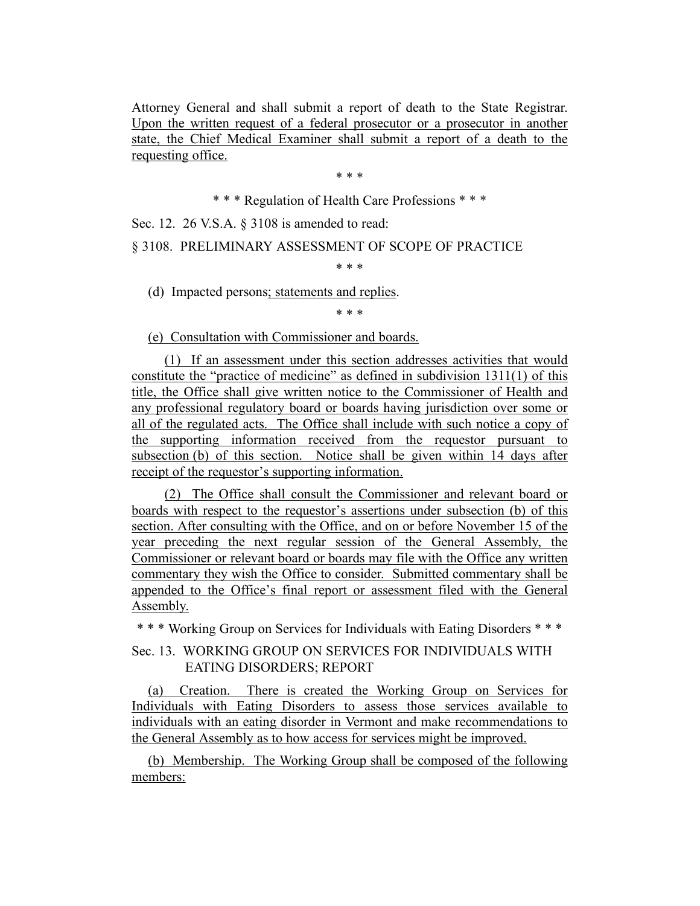Attorney General and shall submit a report of death to the State Registrar. <u>Upon the written request of a federal prosecutor or a prosecutor in another state, the Chief Medical Examiner shall submit a report of a death to the requesting office.</u>

\* \* \*

\* \* \* Regulation of Health Care Professions \* \* \*

Sec. 12. 26 V.S.A. § 3108 is amended to read:

§ 3108. PRELIMINARY ASSESSMENT OF SCOPE OF PRACTICE

\* \* \*

(d) Impacted persons<u>; statements and replies</u>.

\* \* \*

<u>(e) Consultation with Commissioner and boards.</u>

<u>(1) If an assessment under this section addresses activities that would constitute the "practice of medicine" as defined in subdivision 1311(1) of this title, the Office shall give written notice to the Commissioner of Health and any professional regulatory board or boards having jurisdiction over some or all of the regulated acts. The Office shall include with such notice a copy of the supporting information received from the requestor pursuant to subsection (b) of this section. Notice shall be given within 14 days after receipt of the requestor's supporting information.</u>

<u>(2) The Office shall consult the Commissioner and relevant board or boards with respect to the requestor's assertions under subsection (b) of this section. After consulting with the Office, and on or before November 15 of the year preceding the next regular session of the General Assembly, the Commissioner or relevant board or boards may file with the Office any written commentary they wish the Office to consider. Submitted commentary shall be appended to the Office's final report or assessment filed with the General Assembly.</u>

\* \* \* Working Group on Services for Individuals with Eating Disorders \* \* \*

Sec. 13. WORKING GROUP ON SERVICES FOR INDIVIDUALS WITH EATING DISORDERS; REPORT

<u>(a) Creation. There is created the Working Group on Services for Individuals with Eating Disorders to assess those services available to individuals with an eating disorder in Vermont and make recommendations to the General Assembly as to how access for services might be improved.</u>

<u>(b) Membership. The Working Group shall be composed of the following members:</u>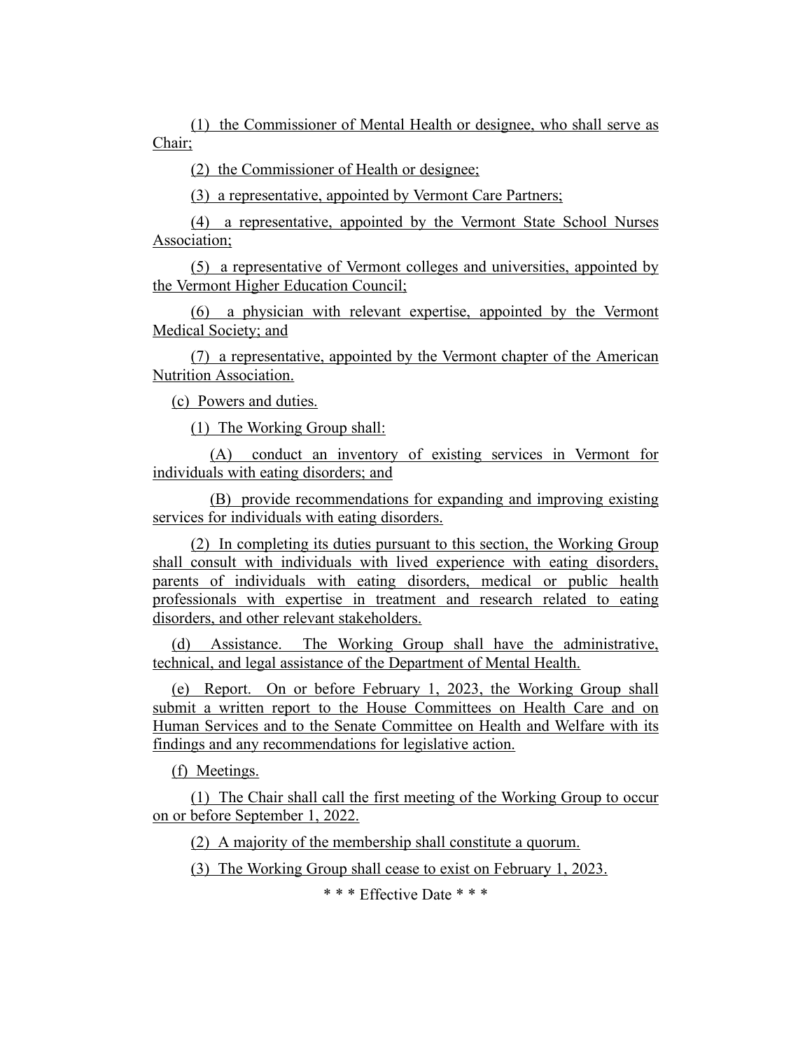(1) the Commissioner of Mental Health or designee, who shall serve as Chair;

(2) the Commissioner of Health or designee;

(3) a representative, appointed by Vermont Care Partners;

(4) a representative, appointed by the Vermont State School Nurses Association;

(5) a representative of Vermont colleges and universities, appointed by the Vermont Higher Education Council;

(6) a physician with relevant expertise, appointed by the Vermont Medical Society; and

(7) a representative, appointed by the Vermont chapter of the American Nutrition Association.

(c) Powers and duties.

(1) The Working Group shall:

(A) conduct an inventory of existing services in Vermont for individuals with eating disorders; and

(B) provide recommendations for expanding and improving existing services for individuals with eating disorders.

(2) In completing its duties pursuant to this section, the Working Group shall consult with individuals with lived experience with eating disorders, parents of individuals with eating disorders, medical or public health professionals with expertise in treatment and research related to eating disorders, and other relevant stakeholders.

(d) Assistance. The Working Group shall have the administrative, technical, and legal assistance of the Department of Mental Health.

(e) Report. On or before February 1, 2023, the Working Group shall submit a written report to the House Committees on Health Care and on Human Services and to the Senate Committee on Health and Welfare with its findings and any recommendations for legislative action.

(f) Meetings.

(1) The Chair shall call the first meeting of the Working Group to occur on or before September 1, 2022.

(2) A majority of the membership shall constitute a quorum.

(3) The Working Group shall cease to exist on February 1, 2023.

\* \* \* Effective Date \* \* \*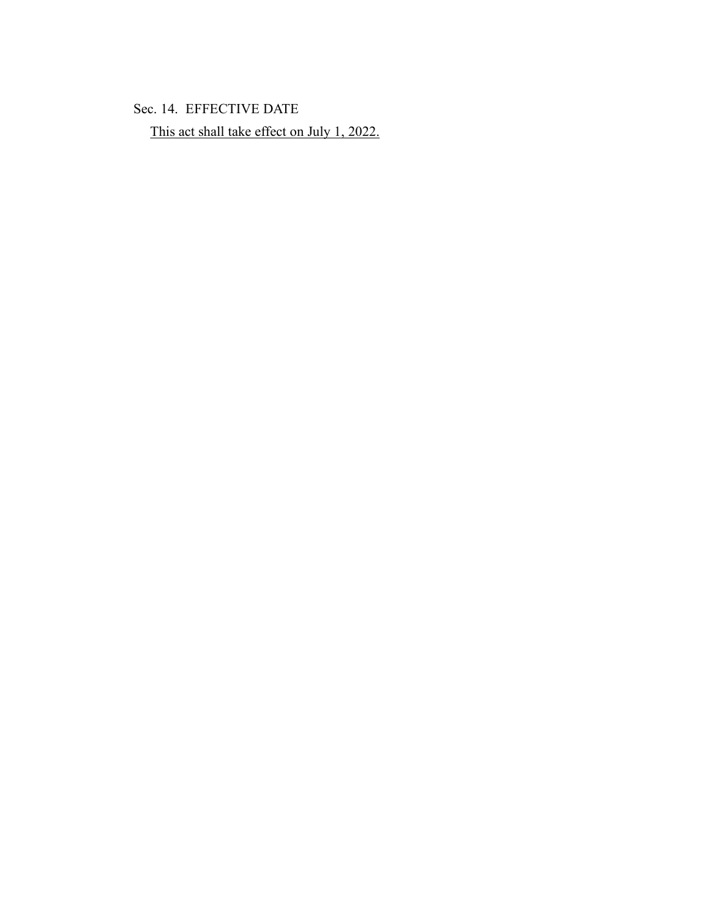Sec. 14. EFFECTIVE DATE

This act shall take effect on July 1, 2022.